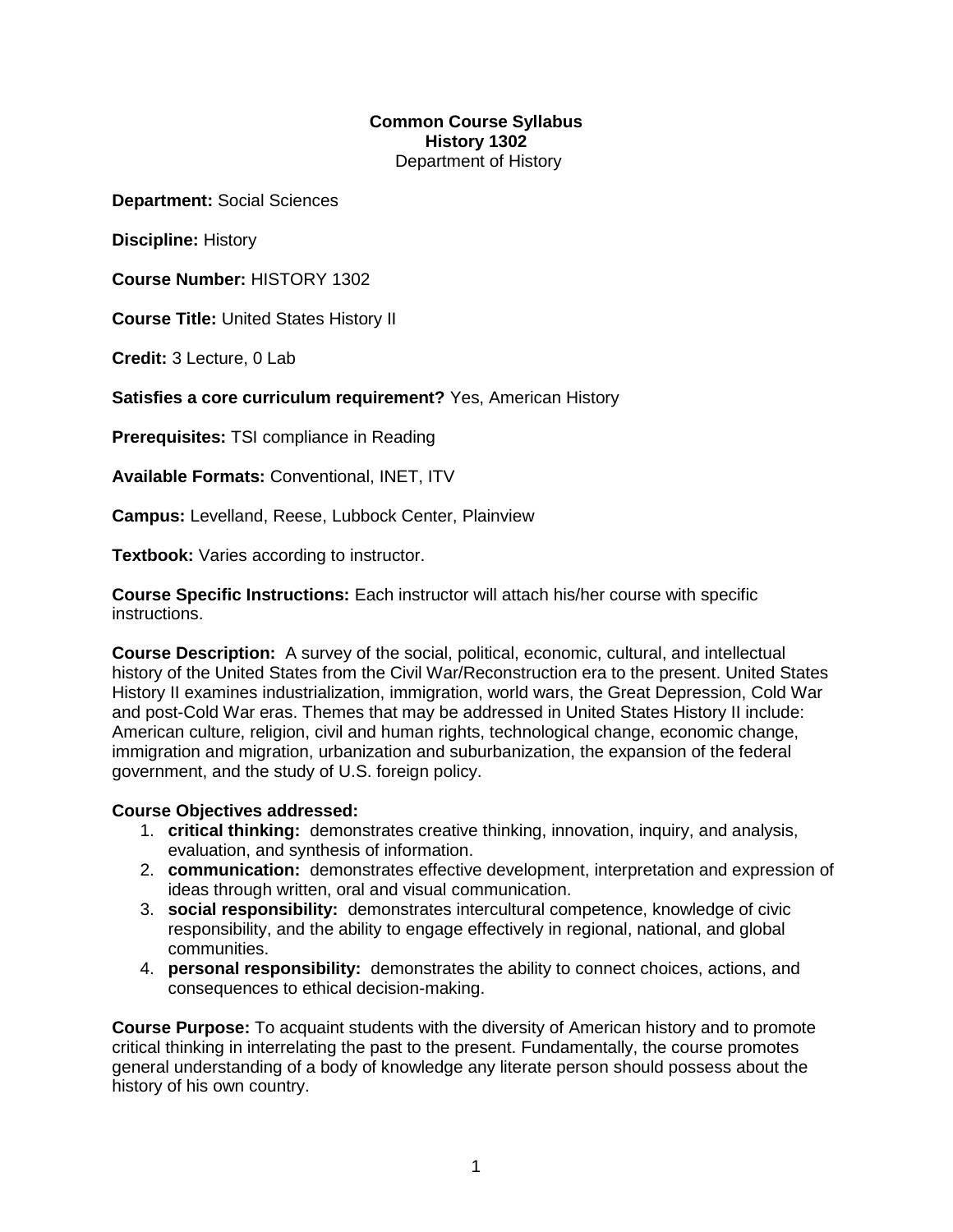# Common Course Syllabus
## History 1302
Department of History

**Department:** Social Sciences

**Discipline:** History

**Course Number:** HISTORY 1302

**Course Title:** United States History II

**Credit:** 3 Lecture, 0 Lab

**Satisfies a core curriculum requirement?** Yes, American History

**Prerequisites:** TSI compliance in Reading

**Available Formats:** Conventional, INET, ITV

**Campus:** Levelland, Reese, Lubbock Center, Plainview

**Textbook:** Varies according to instructor.

**Course Specific Instructions:** Each instructor will attach his/her course with specific instructions.

**Course Description:** A survey of the social, political, economic, cultural, and intellectual history of the United States from the Civil War/Reconstruction era to the present. United States History II examines industrialization, immigration, world wars, the Great Depression, Cold War and post-Cold War eras. Themes that may be addressed in United States History II include: American culture, religion, civil and human rights, technological change, economic change, immigration and migration, urbanization and suburbanization, the expansion of the federal government, and the study of U.S. foreign policy.

**Course Objectives addressed:**

1. **critical thinking:** demonstrates creative thinking, innovation, inquiry, and analysis, evaluation, and synthesis of information.
2. **communication:** demonstrates effective development, interpretation and expression of ideas through written, oral and visual communication.
3. **social responsibility:** demonstrates intercultural competence, knowledge of civic responsibility, and the ability to engage effectively in regional, national, and global communities.
4. **personal responsibility:** demonstrates the ability to connect choices, actions, and consequences to ethical decision-making.

**Course Purpose:** To acquaint students with the diversity of American history and to promote critical thinking in interrelating the past to the present. Fundamentally, the course promotes general understanding of a body of knowledge any literate person should possess about the history of his own country.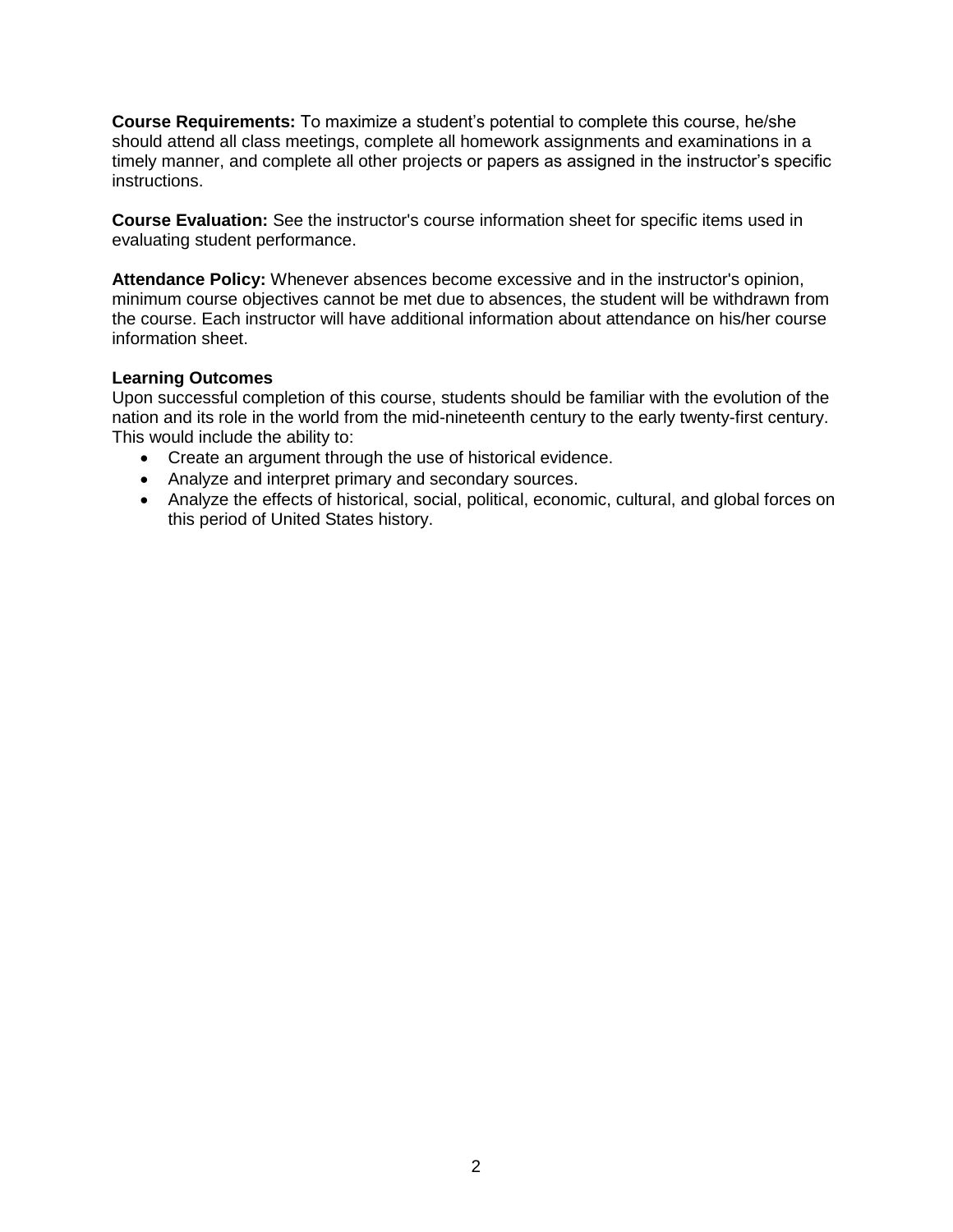**Course Requirements:** To maximize a student's potential to complete this course, he/she should attend all class meetings, complete all homework assignments and examinations in a timely manner, and complete all other projects or papers as assigned in the instructor's specific instructions.

**Course Evaluation:** See the instructor's course information sheet for specific items used in evaluating student performance.

**Attendance Policy:** Whenever absences become excessive and in the instructor's opinion, minimum course objectives cannot be met due to absences, the student will be withdrawn from the course. Each instructor will have additional information about attendance on his/her course information sheet.

**Learning Outcomes**

Upon successful completion of this course, students should be familiar with the evolution of the nation and its role in the world from the mid-nineteenth century to the early twenty-first century. This would include the ability to:

- Create an argument through the use of historical evidence.
- Analyze and interpret primary and secondary sources.
- Analyze the effects of historical, social, political, economic, cultural, and global forces on this period of United States history.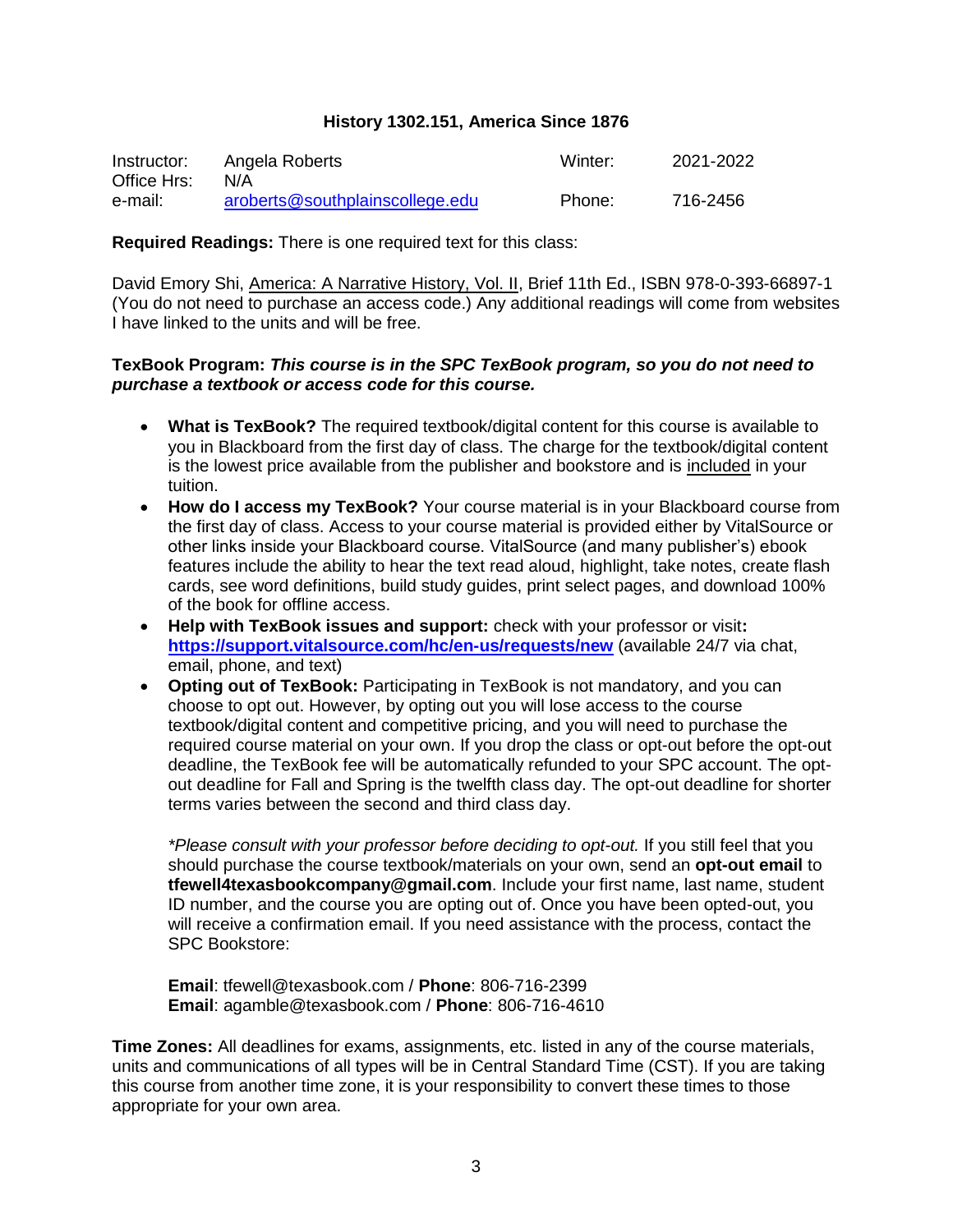**History 1302.151, America Since 1876**

| Instructor: | Angela Roberts | Winter: | 2021-2022 |
|---|---|---|---|
| Office Hrs: | N/A | | |
| e-mail: | aroberts@southplainscollege.edu | Phone: | 716-2456 |

**Required Readings:** There is one required text for this class:

David Emory Shi, America: A Narrative History, Vol. II, Brief 11th Ed., ISBN 978-0-393-66897-1 (You do not need to purchase an access code.) Any additional readings will come from websites I have linked to the units and will be free.

**TexBook Program:** ***This course is in the SPC TexBook program, so you do not need to purchase a textbook or access code for this course.***

- **What is TexBook?** The required textbook/digital content for this course is available to you in Blackboard from the first day of class. The charge for the textbook/digital content is the lowest price available from the publisher and bookstore and is included in your tuition.
- **How do I access my TexBook?** Your course material is in your Blackboard course from the first day of class. Access to your course material is provided either by VitalSource or other links inside your Blackboard course. VitalSource (and many publisher's) ebook features include the ability to hear the text read aloud, highlight, take notes, create flash cards, see word definitions, build study guides, print select pages, and download 100% of the book for offline access.
- **Help with TexBook issues and support:** check with your professor or visit**:** **https://support.vitalsource.com/hc/en-us/requests/new** (available 24/7 via chat, email, phone, and text)
- **Opting out of TexBook:** Participating in TexBook is not mandatory, and you can choose to opt out. However, by opting out you will lose access to the course textbook/digital content and competitive pricing, and you will need to purchase the required course material on your own. If you drop the class or opt-out before the opt-out deadline, the TexBook fee will be automatically refunded to your SPC account. The opt-out deadline for Fall and Spring is the twelfth class day. The opt-out deadline for shorter terms varies between the second and third class day.

  *\*Please consult with your professor before deciding to opt-out.* If you still feel that you should purchase the course textbook/materials on your own, send an **opt-out email** to **tfewell4texasbookcompany@gmail.com**. Include your first name, last name, student ID number, and the course you are opting out of. Once you have been opted-out, you will receive a confirmation email. If you need assistance with the process, contact the SPC Bookstore:

  **Email**: tfewell@texasbook.com / **Phone**: 806-716-2399
  **Email**: agamble@texasbook.com / **Phone**: 806-716-4610

**Time Zones:** All deadlines for exams, assignments, etc. listed in any of the course materials, units and communications of all types will be in Central Standard Time (CST). If you are taking this course from another time zone, it is your responsibility to convert these times to those appropriate for your own area.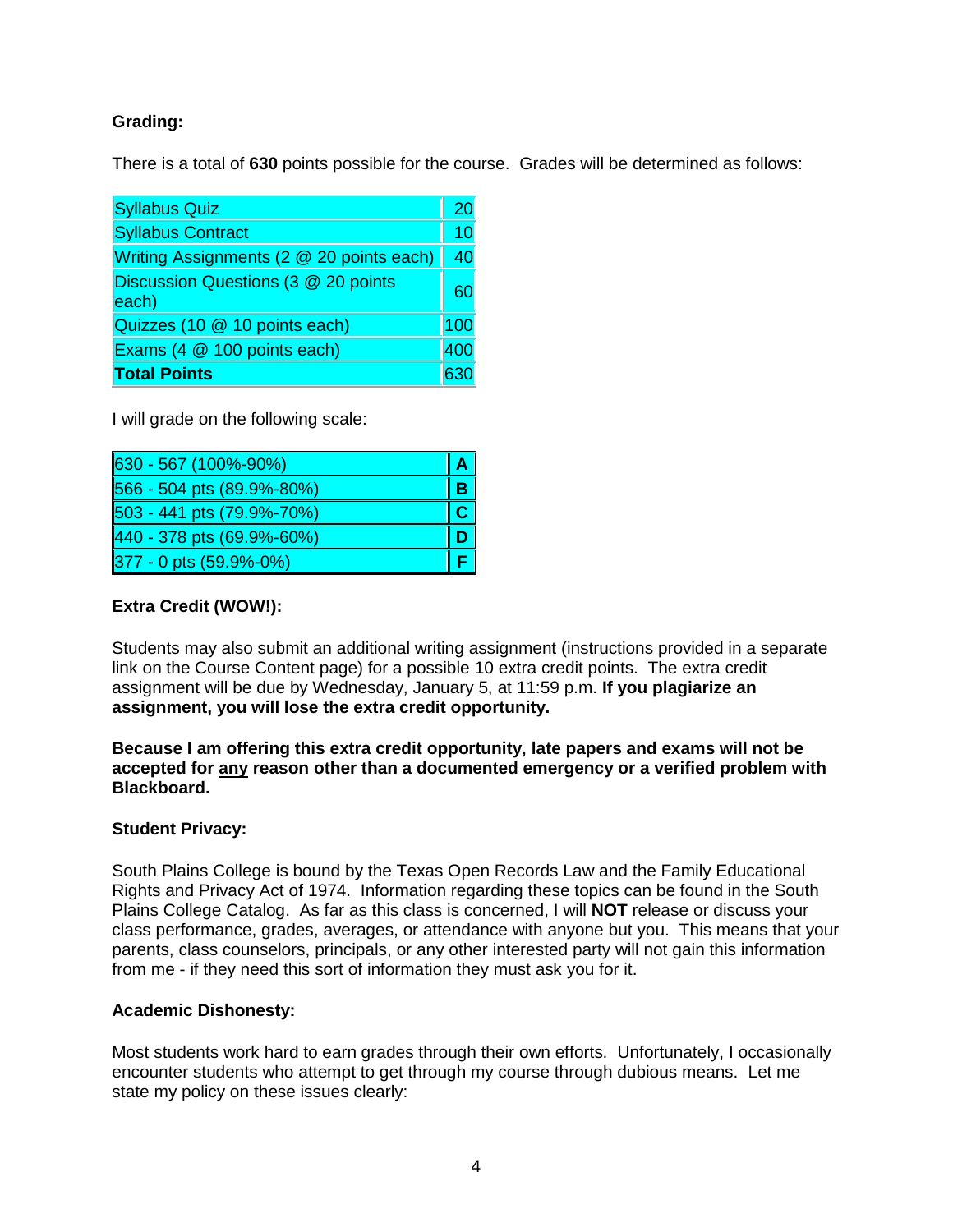**Grading:**

There is a total of **630** points possible for the course. Grades will be determined as follows:

| | |
|---|---|
| Syllabus Quiz | 20 |
| Syllabus Contract | 10 |
| Writing Assignments (2 @ 20 points each) | 40 |
| Discussion Questions (3 @ 20 points each) | 60 |
| Quizzes (10 @ 10 points each) | 100 |
| Exams (4 @ 100 points each) | 400 |
| **Total Points** | 630 |

I will grade on the following scale:

| | |
|---|---|
| 630 - 567 (100%-90%) | **A** |
| 566 - 504 pts (89.9%-80%) | **B** |
| 503 - 441 pts (79.9%-70%) | **C** |
| 440 - 378 pts (69.9%-60%) | **D** |
| 377 - 0 pts (59.9%-0%) | **F** |

**Extra Credit (WOW!):**

Students may also submit an additional writing assignment (instructions provided in a separate link on the Course Content page) for a possible 10 extra credit points. The extra credit assignment will be due by Wednesday, January 5, at 11:59 p.m. **If you plagiarize an assignment, you will lose the extra credit opportunity.**

**Because I am offering this extra credit opportunity, late papers and exams will not be accepted for <u>any</u> reason other than a documented emergency or a verified problem with Blackboard.**

**Student Privacy:**

South Plains College is bound by the Texas Open Records Law and the Family Educational Rights and Privacy Act of 1974. Information regarding these topics can be found in the South Plains College Catalog. As far as this class is concerned, I will **NOT** release or discuss your class performance, grades, averages, or attendance with anyone but you. This means that your parents, class counselors, principals, or any other interested party will not gain this information from me - if they need this sort of information they must ask you for it.

**Academic Dishonesty:**

Most students work hard to earn grades through their own efforts. Unfortunately, I occasionally encounter students who attempt to get through my course through dubious means. Let me state my policy on these issues clearly: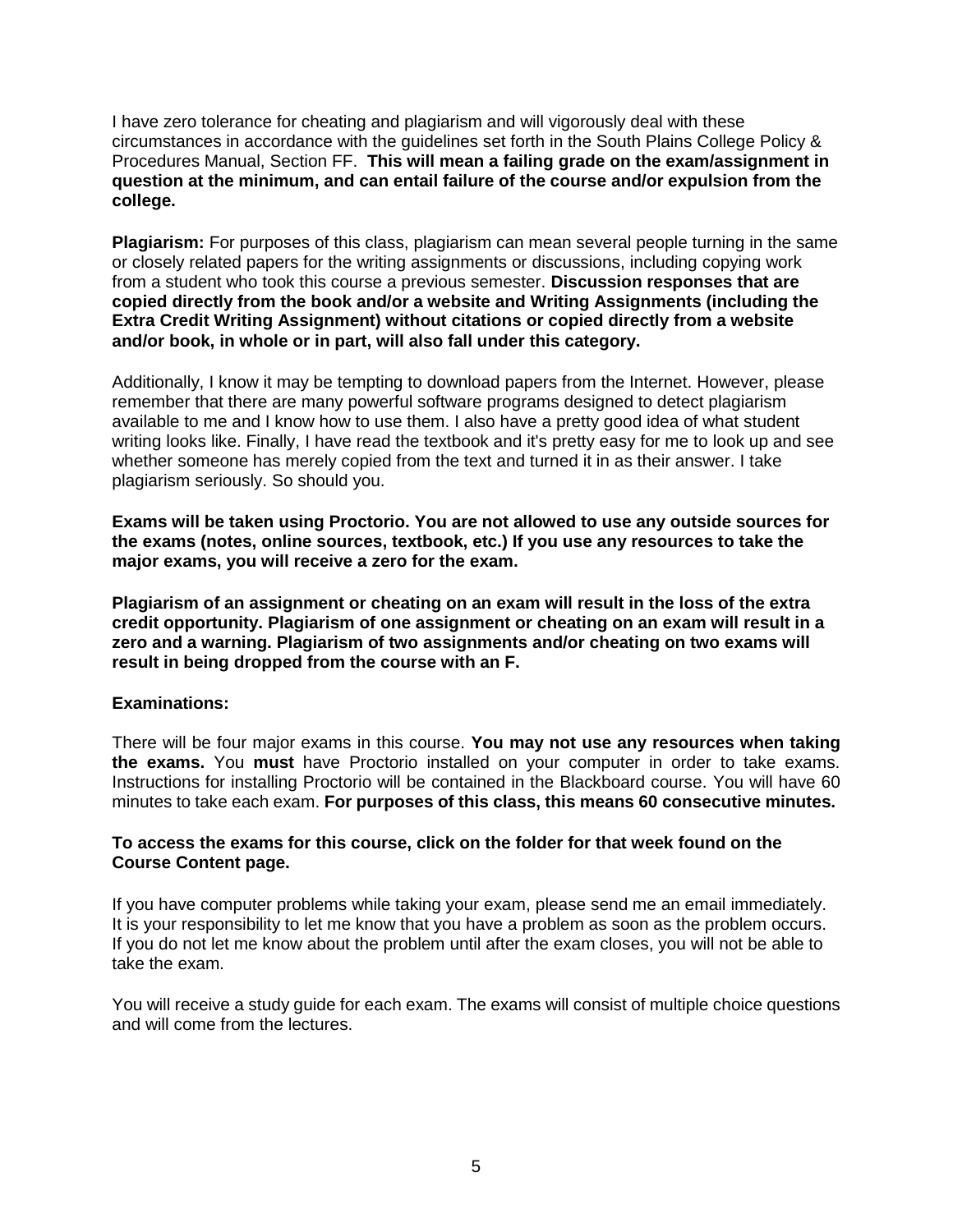I have zero tolerance for cheating and plagiarism and will vigorously deal with these circumstances in accordance with the guidelines set forth in the South Plains College Policy & Procedures Manual, Section FF. **This will mean a failing grade on the exam/assignment in question at the minimum, and can entail failure of the course and/or expulsion from the college.**

**Plagiarism:** For purposes of this class, plagiarism can mean several people turning in the same or closely related papers for the writing assignments or discussions, including copying work from a student who took this course a previous semester. **Discussion responses that are copied directly from the book and/or a website and Writing Assignments (including the Extra Credit Writing Assignment) without citations or copied directly from a website and/or book, in whole or in part, will also fall under this category.**

Additionally, I know it may be tempting to download papers from the Internet. However, please remember that there are many powerful software programs designed to detect plagiarism available to me and I know how to use them. I also have a pretty good idea of what student writing looks like. Finally, I have read the textbook and it's pretty easy for me to look up and see whether someone has merely copied from the text and turned it in as their answer. I take plagiarism seriously. So should you.

**Exams will be taken using Proctorio. You are not allowed to use any outside sources for the exams (notes, online sources, textbook, etc.) If you use any resources to take the major exams, you will receive a zero for the exam.**

**Plagiarism of an assignment or cheating on an exam will result in the loss of the extra credit opportunity. Plagiarism of one assignment or cheating on an exam will result in a zero and a warning. Plagiarism of two assignments and/or cheating on two exams will result in being dropped from the course with an F.**

**Examinations:**

There will be four major exams in this course. **You may not use any resources when taking the exams.** You **must** have Proctorio installed on your computer in order to take exams. Instructions for installing Proctorio will be contained in the Blackboard course. You will have 60 minutes to take each exam. **For purposes of this class, this means 60 consecutive minutes.**

**To access the exams for this course, click on the folder for that week found on the Course Content page.**

If you have computer problems while taking your exam, please send me an email immediately. It is your responsibility to let me know that you have a problem as soon as the problem occurs. If you do not let me know about the problem until after the exam closes, you will not be able to take the exam.

You will receive a study guide for each exam. The exams will consist of multiple choice questions and will come from the lectures.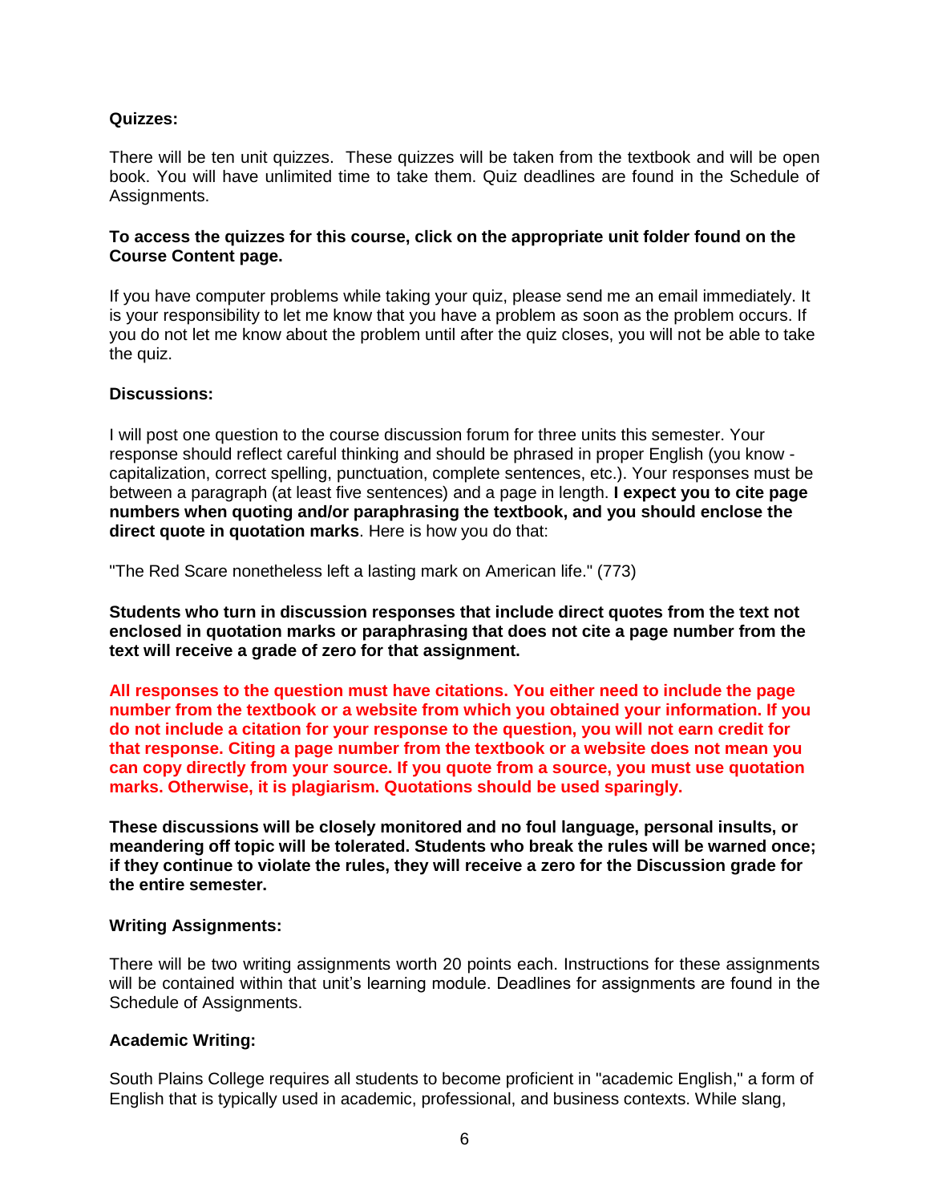**Quizzes:**

There will be ten unit quizzes. These quizzes will be taken from the textbook and will be open book. You will have unlimited time to take them. Quiz deadlines are found in the Schedule of Assignments.

**To access the quizzes for this course, click on the appropriate unit folder found on the Course Content page.**

If you have computer problems while taking your quiz, please send me an email immediately. It is your responsibility to let me know that you have a problem as soon as the problem occurs. If you do not let me know about the problem until after the quiz closes, you will not be able to take the quiz.

**Discussions:**

I will post one question to the course discussion forum for three units this semester. Your response should reflect careful thinking and should be phrased in proper English (you know - capitalization, correct spelling, punctuation, complete sentences, etc.). Your responses must be between a paragraph (at least five sentences) and a page in length. **I expect you to cite page numbers when quoting and/or paraphrasing the textbook, and you should enclose the direct quote in quotation marks**. Here is how you do that:

"The Red Scare nonetheless left a lasting mark on American life." (773)

**Students who turn in discussion responses that include direct quotes from the text not enclosed in quotation marks or paraphrasing that does not cite a page number from the text will receive a grade of zero for that assignment.**

**All responses to the question must have citations. You either need to include the page number from the textbook or a website from which you obtained your information. If you do not include a citation for your response to the question, you will not earn credit for that response. Citing a page number from the textbook or a website does not mean you can copy directly from your source. If you quote from a source, you must use quotation marks. Otherwise, it is plagiarism. Quotations should be used sparingly.**

**These discussions will be closely monitored and no foul language, personal insults, or meandering off topic will be tolerated. Students who break the rules will be warned once; if they continue to violate the rules, they will receive a zero for the Discussion grade for the entire semester.**

**Writing Assignments:**

There will be two writing assignments worth 20 points each. Instructions for these assignments will be contained within that unit's learning module. Deadlines for assignments are found in the Schedule of Assignments.

**Academic Writing:**

South Plains College requires all students to become proficient in "academic English," a form of English that is typically used in academic, professional, and business contexts. While slang,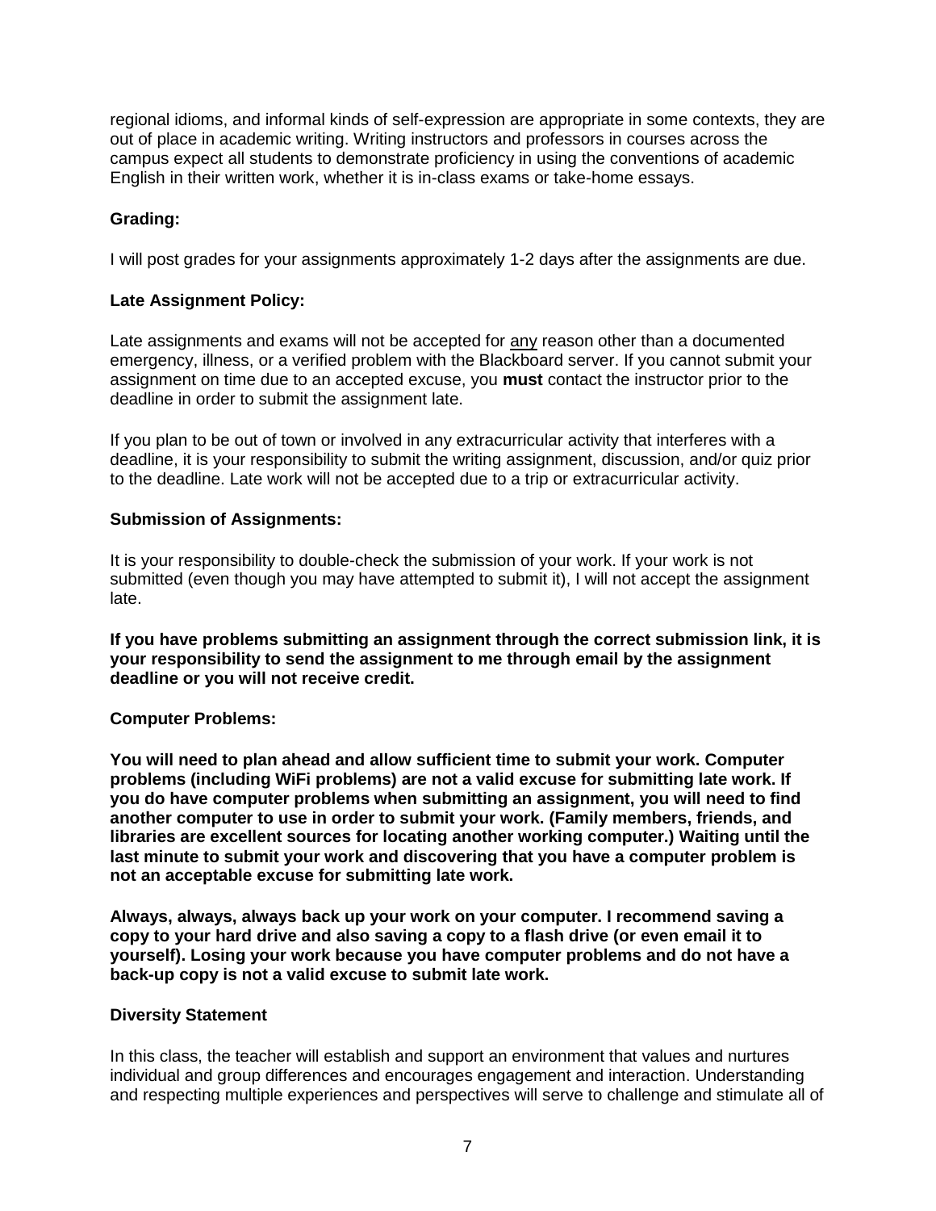regional idioms, and informal kinds of self-expression are appropriate in some contexts, they are out of place in academic writing. Writing instructors and professors in courses across the campus expect all students to demonstrate proficiency in using the conventions of academic English in their written work, whether it is in-class exams or take-home essays.

**Grading:**

I will post grades for your assignments approximately 1-2 days after the assignments are due.

**Late Assignment Policy:**

Late assignments and exams will not be accepted for <u>any</u> reason other than a documented emergency, illness, or a verified problem with the Blackboard server. If you cannot submit your assignment on time due to an accepted excuse, you **must** contact the instructor prior to the deadline in order to submit the assignment late.

If you plan to be out of town or involved in any extracurricular activity that interferes with a deadline, it is your responsibility to submit the writing assignment, discussion, and/or quiz prior to the deadline. Late work will not be accepted due to a trip or extracurricular activity.

**Submission of Assignments:**

It is your responsibility to double-check the submission of your work. If your work is not submitted (even though you may have attempted to submit it), I will not accept the assignment late.

**If you have problems submitting an assignment through the correct submission link, it is your responsibility to send the assignment to me through email by the assignment deadline or you will not receive credit.**

**Computer Problems:**

**You will need to plan ahead and allow sufficient time to submit your work. Computer problems (including WiFi problems) are not a valid excuse for submitting late work. If you do have computer problems when submitting an assignment, you will need to find another computer to use in order to submit your work. (Family members, friends, and libraries are excellent sources for locating another working computer.) Waiting until the last minute to submit your work and discovering that you have a computer problem is not an acceptable excuse for submitting late work.**

**Always, always, always back up your work on your computer. I recommend saving a copy to your hard drive and also saving a copy to a flash drive (or even email it to yourself). Losing your work because you have computer problems and do not have a back-up copy is not a valid excuse to submit late work.**

**Diversity Statement**

In this class, the teacher will establish and support an environment that values and nurtures individual and group differences and encourages engagement and interaction. Understanding and respecting multiple experiences and perspectives will serve to challenge and stimulate all of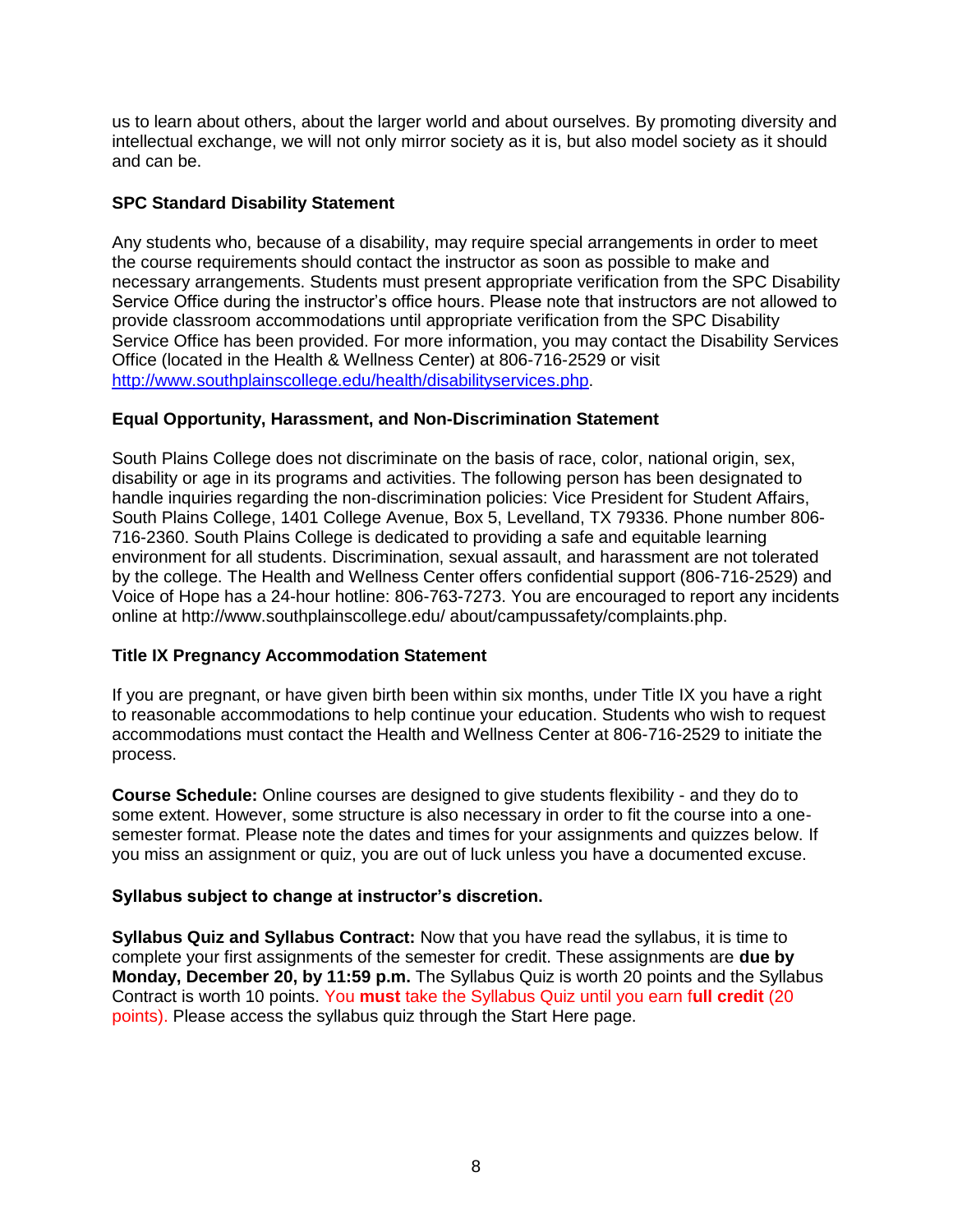us to learn about others, about the larger world and about ourselves. By promoting diversity and intellectual exchange, we will not only mirror society as it is, but also model society as it should and can be.

**SPC Standard Disability Statement**

Any students who, because of a disability, may require special arrangements in order to meet the course requirements should contact the instructor as soon as possible to make and necessary arrangements. Students must present appropriate verification from the SPC Disability Service Office during the instructor's office hours. Please note that instructors are not allowed to provide classroom accommodations until appropriate verification from the SPC Disability Service Office has been provided. For more information, you may contact the Disability Services Office (located in the Health & Wellness Center) at 806-716-2529 or visit http://www.southplainscollege.edu/health/disabilityservices.php.

**Equal Opportunity, Harassment, and Non-Discrimination Statement**

South Plains College does not discriminate on the basis of race, color, national origin, sex, disability or age in its programs and activities. The following person has been designated to handle inquiries regarding the non-discrimination policies: Vice President for Student Affairs, South Plains College, 1401 College Avenue, Box 5, Levelland, TX 79336. Phone number 806-716-2360. South Plains College is dedicated to providing a safe and equitable learning environment for all students. Discrimination, sexual assault, and harassment are not tolerated by the college. The Health and Wellness Center offers confidential support (806-716-2529) and Voice of Hope has a 24-hour hotline: 806-763-7273. You are encouraged to report any incidents online at http://www.southplainscollege.edu/ about/campussafety/complaints.php.

**Title IX Pregnancy Accommodation Statement**

If you are pregnant, or have given birth been within six months, under Title IX you have a right to reasonable accommodations to help continue your education. Students who wish to request accommodations must contact the Health and Wellness Center at 806-716-2529 to initiate the process.

**Course Schedule:** Online courses are designed to give students flexibility - and they do to some extent. However, some structure is also necessary in order to fit the course into a one-semester format. Please note the dates and times for your assignments and quizzes below. If you miss an assignment or quiz, you are out of luck unless you have a documented excuse.

**Syllabus subject to change at instructor's discretion.**

**Syllabus Quiz and Syllabus Contract:** Now that you have read the syllabus, it is time to complete your first assignments of the semester for credit. These assignments are **due by Monday, December 20, by 11:59 p.m.** The Syllabus Quiz is worth 20 points and the Syllabus Contract is worth 10 points. You **must** take the Syllabus Quiz until you earn f**ull credit** (20 points). Please access the syllabus quiz through the Start Here page.